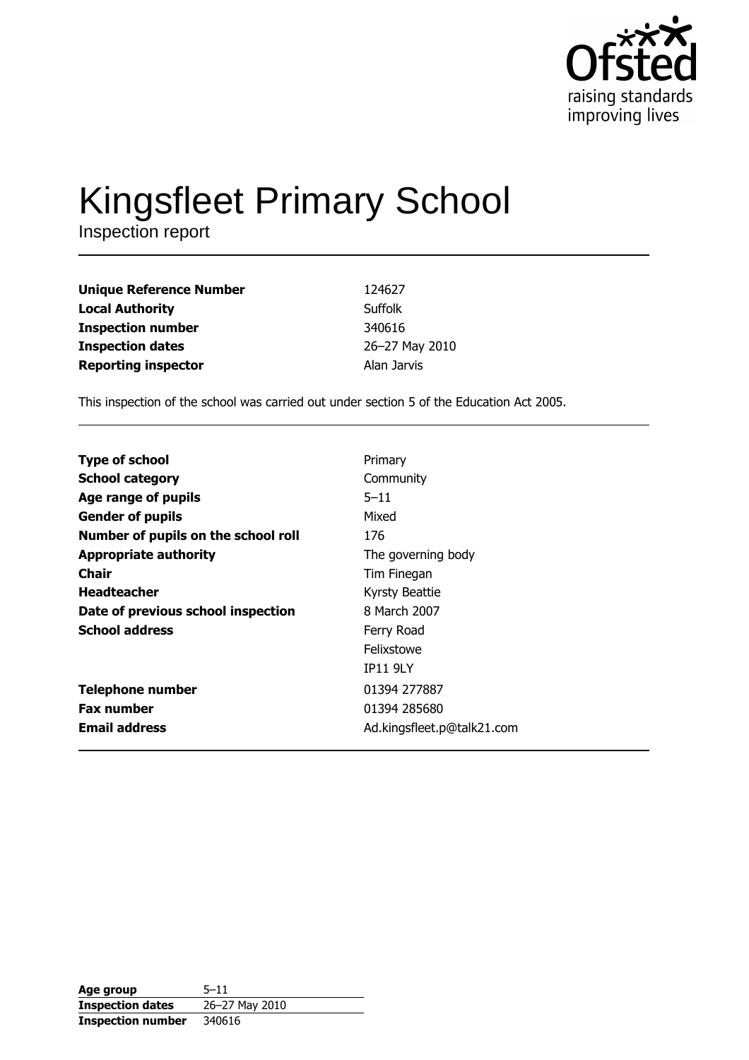# Kingsfleet Primary School

Inspection report

| | |
|---|---|
| **Unique Reference Number** | 124627 |
| **Local Authority** | Suffolk |
| **Inspection number** | 340616 |
| **Inspection dates** | 26–27 May 2010 |
| **Reporting inspector** | Alan Jarvis |

This inspection of the school was carried out under section 5 of the Education Act 2005.

| | |
|---|---|
| **Type of school** | Primary |
| **School category** | Community |
| **Age range of pupils** | 5–11 |
| **Gender of pupils** | Mixed |
| **Number of pupils on the school roll** | 176 |
| **Appropriate authority** | The governing body |
| **Chair** | Tim Finegan |
| **Headteacher** | Kyrsty Beattie |
| **Date of previous school inspection** | 8 March 2007 |
| **School address** | Ferry Road<br>Felixstowe<br>IP11 9LY |
| **Telephone number** | 01394 277887 |
| **Fax number** | 01394 285680 |
| **Email address** | Ad.kingsfleet.p@talk21.com |

| | |
|---|---|
| **Age group** | 5–11 |
| **Inspection dates** | 26–27 May 2010 |
| **Inspection number** | 340616 |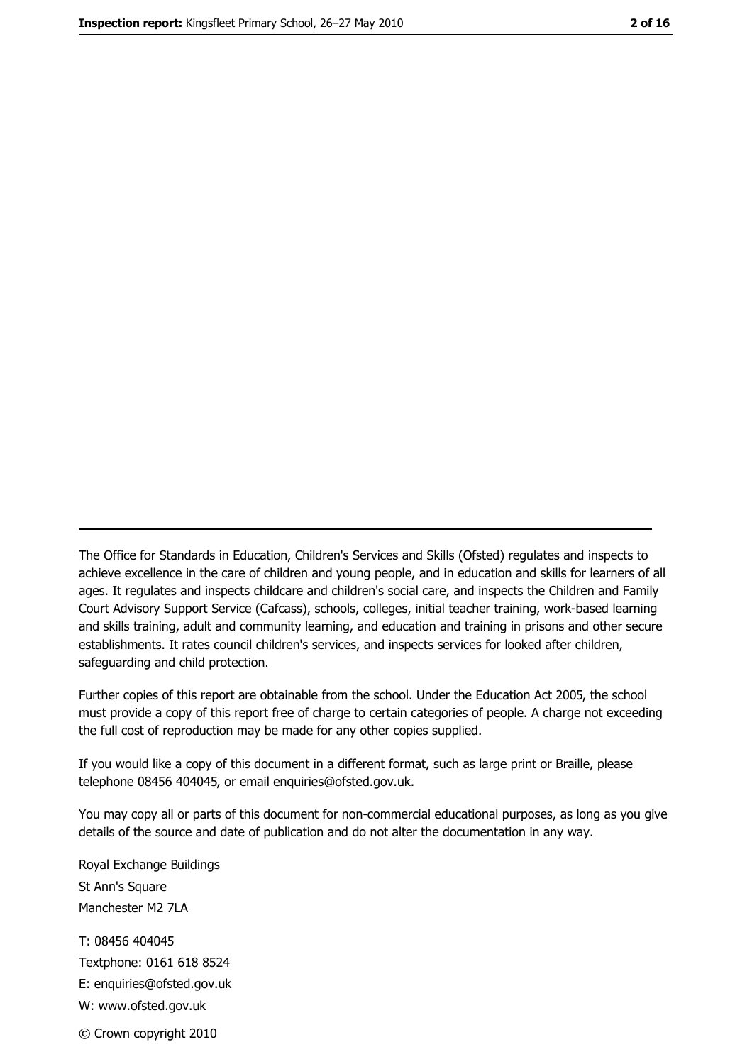The Office for Standards in Education, Children's Services and Skills (Ofsted) regulates and inspects to achieve excellence in the care of children and young people, and in education and skills for learners of all ages. It regulates and inspects childcare and children's social care, and inspects the Children and Family Court Advisory Support Service (Cafcass), schools, colleges, initial teacher training, work-based learning and skills training, adult and community learning, and education and training in prisons and other secure establishments. It rates council children's services, and inspects services for looked after children, safeguarding and child protection.

Further copies of this report are obtainable from the school. Under the Education Act 2005, the school must provide a copy of this report free of charge to certain categories of people. A charge not exceeding the full cost of reproduction may be made for any other copies supplied.

If you would like a copy of this document in a different format, such as large print or Braille, please telephone 08456 404045, or email enquiries@ofsted.gov.uk.

You may copy all or parts of this document for non-commercial educational purposes, as long as you give details of the source and date of publication and do not alter the documentation in any way.

Royal Exchange Buildings
St Ann's Square
Manchester M2 7LA

T: 08456 404045
Textphone: 0161 618 8524
E: enquiries@ofsted.gov.uk
W: www.ofsted.gov.uk

© Crown copyright 2010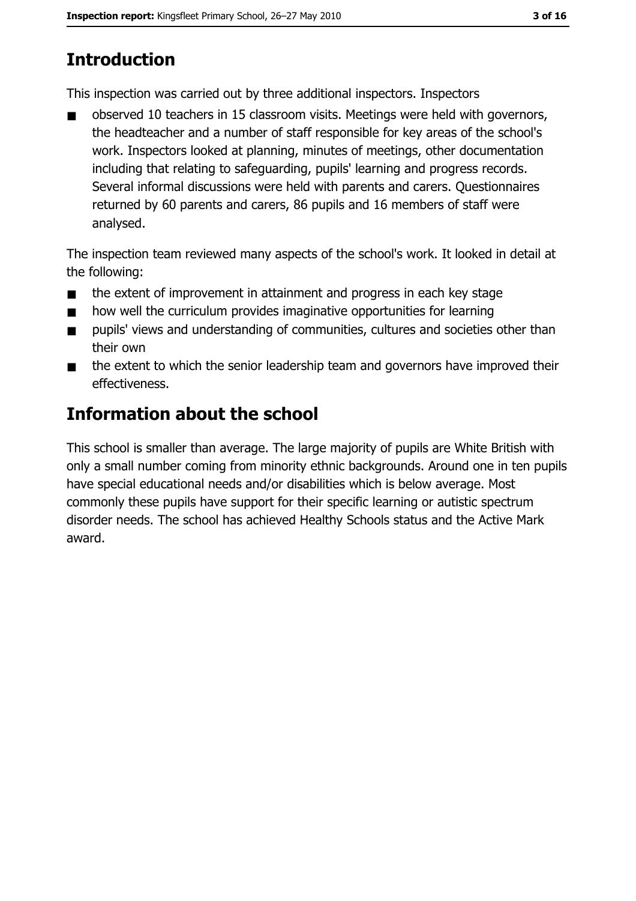## Introduction

This inspection was carried out by three additional inspectors. Inspectors

- observed 10 teachers in 15 classroom visits. Meetings were held with governors, the headteacher and a number of staff responsible for key areas of the school's work. Inspectors looked at planning, minutes of meetings, other documentation including that relating to safeguarding, pupils' learning and progress records. Several informal discussions were held with parents and carers. Questionnaires returned by 60 parents and carers, 86 pupils and 16 members of staff were analysed.

The inspection team reviewed many aspects of the school's work. It looked in detail at the following:

- the extent of improvement in attainment and progress in each key stage
- how well the curriculum provides imaginative opportunities for learning
- pupils' views and understanding of communities, cultures and societies other than their own
- the extent to which the senior leadership team and governors have improved their effectiveness.

## Information about the school

This school is smaller than average. The large majority of pupils are White British with only a small number coming from minority ethnic backgrounds. Around one in ten pupils have special educational needs and/or disabilities which is below average. Most commonly these pupils have support for their specific learning or autistic spectrum disorder needs. The school has achieved Healthy Schools status and the Active Mark award.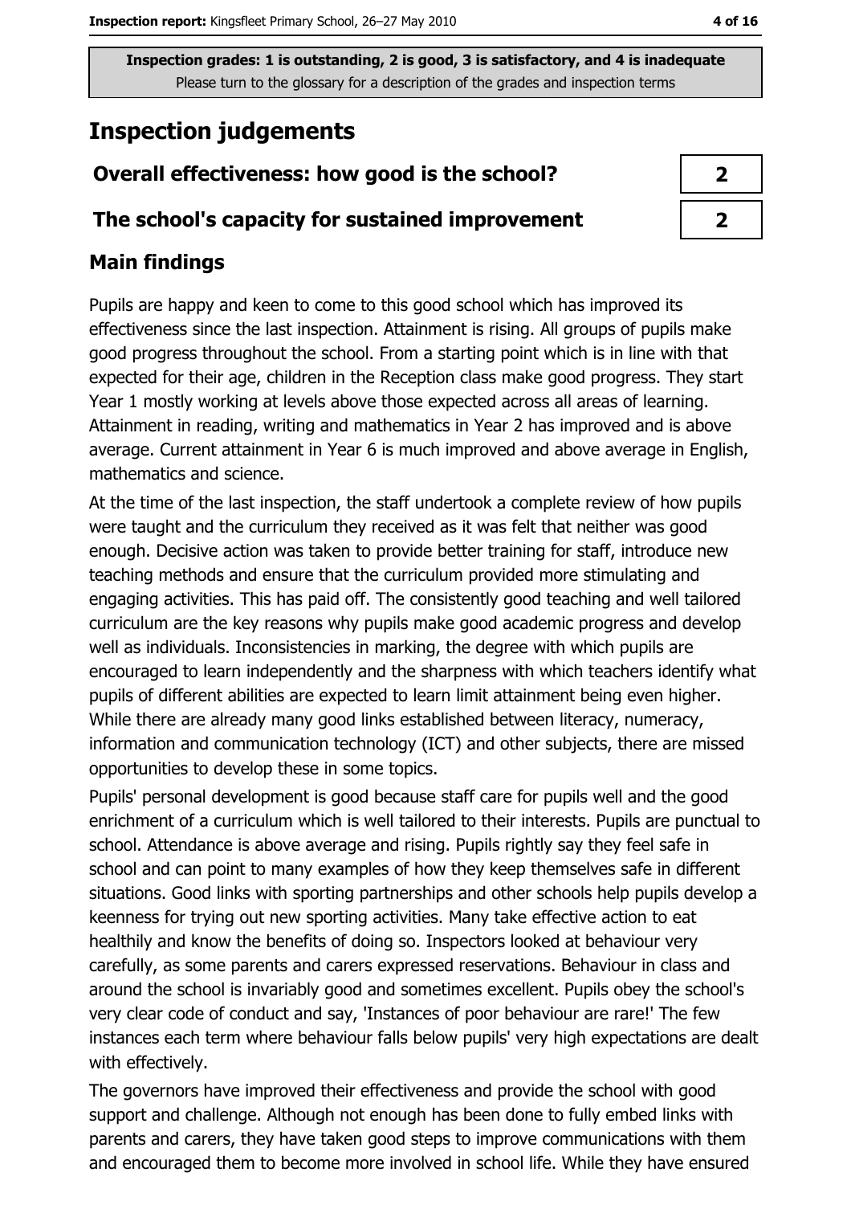Inspection grades: 1 is outstanding, 2 is good, 3 is satisfactory, and 4 is inadequate
Please turn to the glossary for a description of the grades and inspection terms

## Inspection judgements

| | |
|---|---|
| **Overall effectiveness: how good is the school?** | **2** |
| **The school's capacity for sustained improvement** | **2** |

### Main findings

Pupils are happy and keen to come to this good school which has improved its effectiveness since the last inspection. Attainment is rising. All groups of pupils make good progress throughout the school. From a starting point which is in line with that expected for their age, children in the Reception class make good progress. They start Year 1 mostly working at levels above those expected across all areas of learning. Attainment in reading, writing and mathematics in Year 2 has improved and is above average. Current attainment in Year 6 is much improved and above average in English, mathematics and science.

At the time of the last inspection, the staff undertook a complete review of how pupils were taught and the curriculum they received as it was felt that neither was good enough. Decisive action was taken to provide better training for staff, introduce new teaching methods and ensure that the curriculum provided more stimulating and engaging activities. This has paid off. The consistently good teaching and well tailored curriculum are the key reasons why pupils make good academic progress and develop well as individuals. Inconsistencies in marking, the degree with which pupils are encouraged to learn independently and the sharpness with which teachers identify what pupils of different abilities are expected to learn limit attainment being even higher. While there are already many good links established between literacy, numeracy, information and communication technology (ICT) and other subjects, there are missed opportunities to develop these in some topics.

Pupils' personal development is good because staff care for pupils well and the good enrichment of a curriculum which is well tailored to their interests. Pupils are punctual to school. Attendance is above average and rising. Pupils rightly say they feel safe in school and can point to many examples of how they keep themselves safe in different situations. Good links with sporting partnerships and other schools help pupils develop a keenness for trying out new sporting activities. Many take effective action to eat healthily and know the benefits of doing so. Inspectors looked at behaviour very carefully, as some parents and carers expressed reservations. Behaviour in class and around the school is invariably good and sometimes excellent. Pupils obey the school's very clear code of conduct and say, 'Instances of poor behaviour are rare!' The few instances each term where behaviour falls below pupils' very high expectations are dealt with effectively.

The governors have improved their effectiveness and provide the school with good support and challenge. Although not enough has been done to fully embed links with parents and carers, they have taken good steps to improve communications with them and encouraged them to become more involved in school life. While they have ensured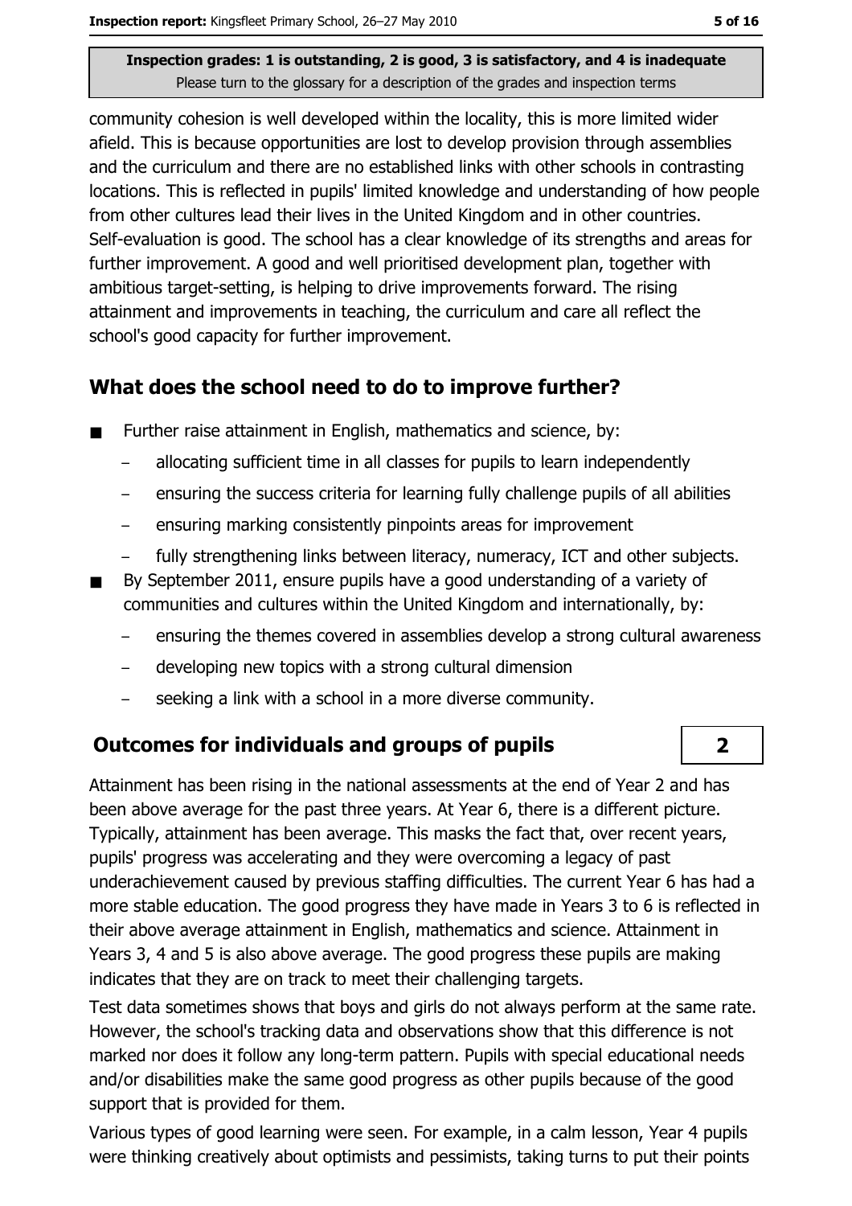community cohesion is well developed within the locality, this is more limited wider afield. This is because opportunities are lost to develop provision through assemblies and the curriculum and there are no established links with other schools in contrasting locations. This is reflected in pupils' limited knowledge and understanding of how people from other cultures lead their lives in the United Kingdom and in other countries. Self-evaluation is good. The school has a clear knowledge of its strengths and areas for further improvement. A good and well prioritised development plan, together with ambitious target-setting, is helping to drive improvements forward. The rising attainment and improvements in teaching, the curriculum and care all reflect the school's good capacity for further improvement.

## What does the school need to do to improve further?

- Further raise attainment in English, mathematics and science, by:
  - allocating sufficient time in all classes for pupils to learn independently
  - ensuring the success criteria for learning fully challenge pupils of all abilities
  - ensuring marking consistently pinpoints areas for improvement
  - fully strengthening links between literacy, numeracy, ICT and other subjects.
- By September 2011, ensure pupils have a good understanding of a variety of communities and cultures within the United Kingdom and internationally, by:
  - ensuring the themes covered in assemblies develop a strong cultural awareness
  - developing new topics with a strong cultural dimension
  - seeking a link with a school in a more diverse community.

## Outcomes for individuals and groups of pupils — 2

Attainment has been rising in the national assessments at the end of Year 2 and has been above average for the past three years. At Year 6, there is a different picture. Typically, attainment has been average. This masks the fact that, over recent years, pupils' progress was accelerating and they were overcoming a legacy of past underachievement caused by previous staffing difficulties. The current Year 6 has had a more stable education. The good progress they have made in Years 3 to 6 is reflected in their above average attainment in English, mathematics and science. Attainment in Years 3, 4 and 5 is also above average. The good progress these pupils are making indicates that they are on track to meet their challenging targets.

Test data sometimes shows that boys and girls do not always perform at the same rate. However, the school's tracking data and observations show that this difference is not marked nor does it follow any long-term pattern. Pupils with special educational needs and/or disabilities make the same good progress as other pupils because of the good support that is provided for them.

Various types of good learning were seen. For example, in a calm lesson, Year 4 pupils were thinking creatively about optimists and pessimists, taking turns to put their points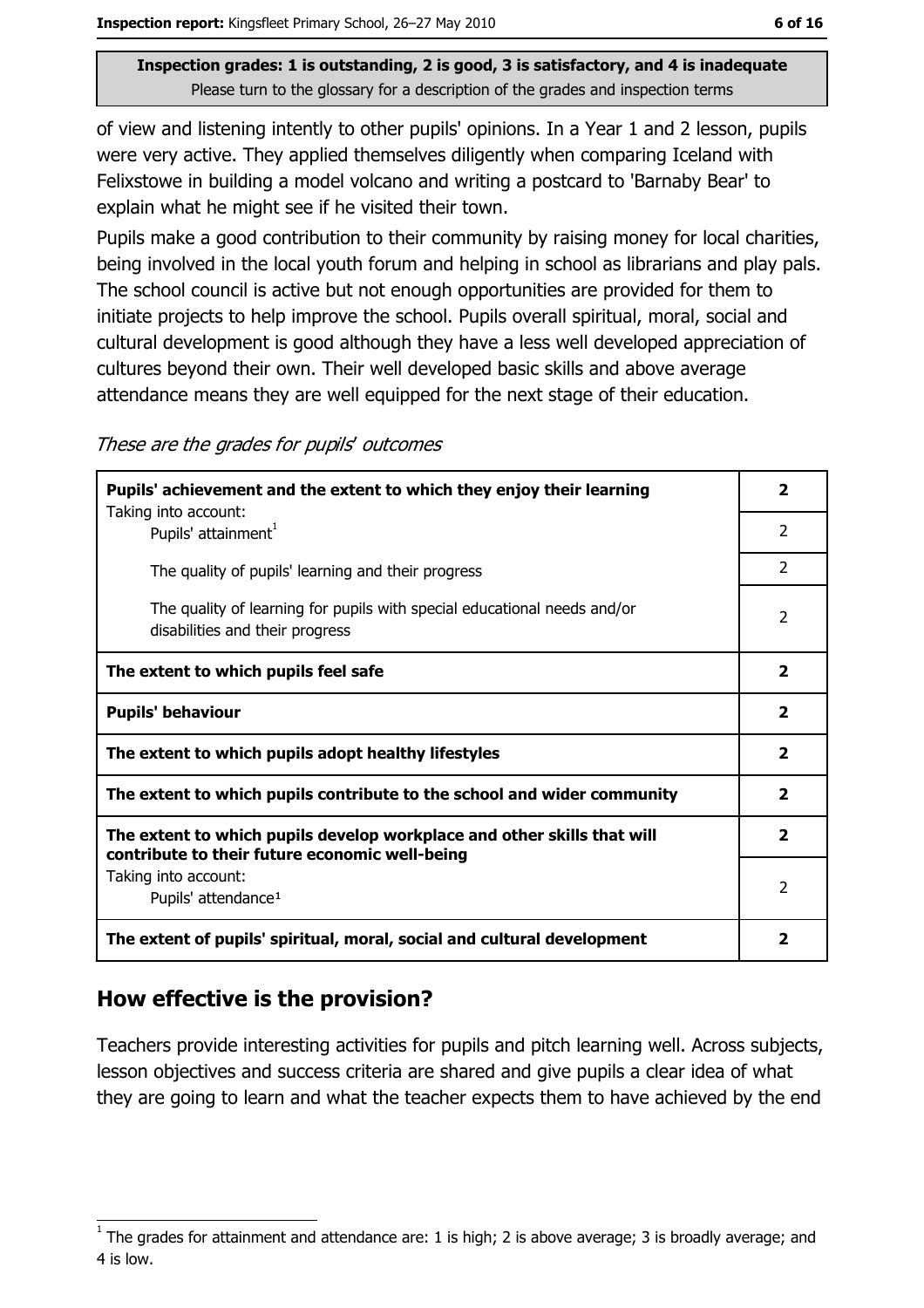Inspection grades: 1 is outstanding, 2 is good, 3 is satisfactory, and 4 is inadequate
Please turn to the glossary for a description of the grades and inspection terms

of view and listening intently to other pupils' opinions. In a Year 1 and 2 lesson, pupils were very active. They applied themselves diligently when comparing Iceland with Felixstowe in building a model volcano and writing a postcard to 'Barnaby Bear' to explain what he might see if he visited their town.

Pupils make a good contribution to their community by raising money for local charities, being involved in the local youth forum and helping in school as librarians and play pals. The school council is active but not enough opportunities are provided for them to initiate projects to help improve the school. Pupils overall spiritual, moral, social and cultural development is good although they have a less well developed appreciation of cultures beyond their own. Their well developed basic skills and above average attendance means they are well equipped for the next stage of their education.

*These are the grades for pupils' outcomes*

| | |
|---|---|
| **Pupils' achievement and the extent to which they enjoy their learning** | **2** |
| Taking into account: Pupils' attainment[1] | 2 |
| The quality of pupils' learning and their progress | 2 |
| The quality of learning for pupils with special educational needs and/or disabilities and their progress | 2 |
| **The extent to which pupils feel safe** | **2** |
| **Pupils' behaviour** | **2** |
| **The extent to which pupils adopt healthy lifestyles** | **2** |
| **The extent to which pupils contribute to the school and wider community** | **2** |
| **The extent to which pupils develop workplace and other skills that will contribute to their future economic well-being** | **2** |
| Taking into account: Pupils' attendance[1] | 2 |
| **The extent of pupils' spiritual, moral, social and cultural development** | **2** |

## How effective is the provision?

Teachers provide interesting activities for pupils and pitch learning well. Across subjects, lesson objectives and success criteria are shared and give pupils a clear idea of what they are going to learn and what the teacher expects them to have achieved by the end

[1] The grades for attainment and attendance are: 1 is high; 2 is above average; 3 is broadly average; and 4 is low.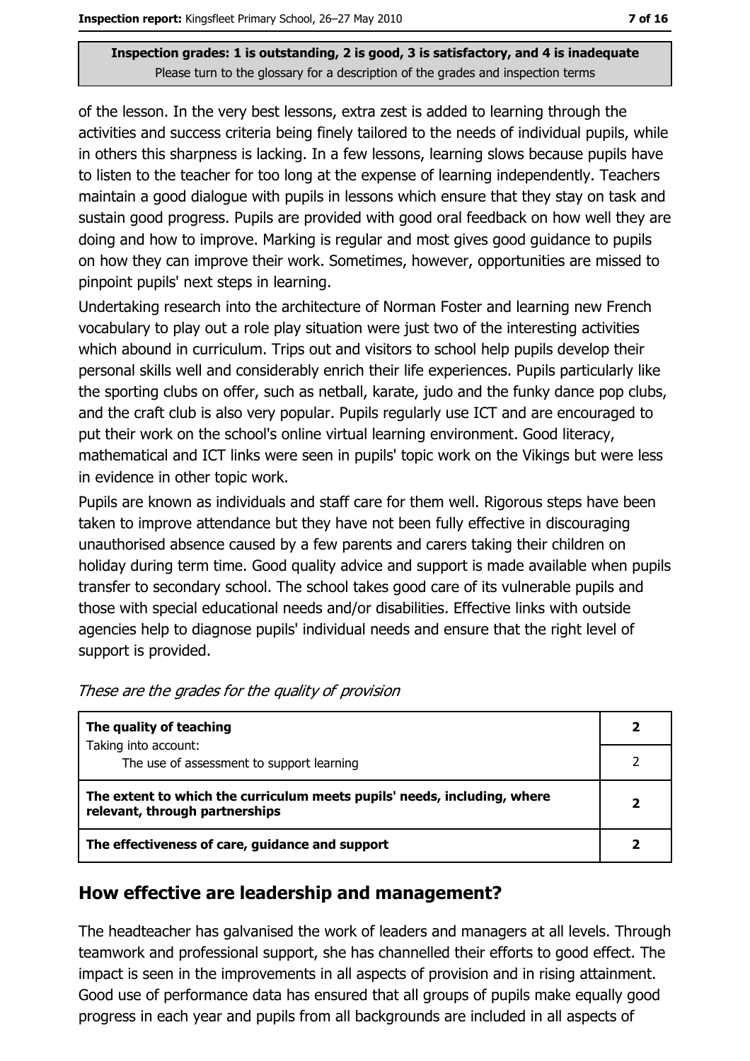of the lesson. In the very best lessons, extra zest is added to learning through the activities and success criteria being finely tailored to the needs of individual pupils, while in others this sharpness is lacking. In a few lessons, learning slows because pupils have to listen to the teacher for too long at the expense of learning independently. Teachers maintain a good dialogue with pupils in lessons which ensure that they stay on task and sustain good progress. Pupils are provided with good oral feedback on how well they are doing and how to improve. Marking is regular and most gives good guidance to pupils on how they can improve their work. Sometimes, however, opportunities are missed to pinpoint pupils' next steps in learning.

Undertaking research into the architecture of Norman Foster and learning new French vocabulary to play out a role play situation were just two of the interesting activities which abound in curriculum. Trips out and visitors to school help pupils develop their personal skills well and considerably enrich their life experiences. Pupils particularly like the sporting clubs on offer, such as netball, karate, judo and the funky dance pop clubs, and the craft club is also very popular. Pupils regularly use ICT and are encouraged to put their work on the school's online virtual learning environment. Good literacy, mathematical and ICT links were seen in pupils' topic work on the Vikings but were less in evidence in other topic work.

Pupils are known as individuals and staff care for them well. Rigorous steps have been taken to improve attendance but they have not been fully effective in discouraging unauthorised absence caused by a few parents and carers taking their children on holiday during term time. Good quality advice and support is made available when pupils transfer to secondary school. The school takes good care of its vulnerable pupils and those with special educational needs and/or disabilities. Effective links with outside agencies help to diagnose pupils' individual needs and ensure that the right level of support is provided.

*These are the grades for the quality of provision*

| | |
|---|---|
| **The quality of teaching** | **2** |
| Taking into account: The use of assessment to support learning | 2 |
| **The extent to which the curriculum meets pupils' needs, including, where relevant, through partnerships** | **2** |
| **The effectiveness of care, guidance and support** | **2** |

## How effective are leadership and management?

The headteacher has galvanised the work of leaders and managers at all levels. Through teamwork and professional support, she has channelled their efforts to good effect. The impact is seen in the improvements in all aspects of provision and in rising attainment. Good use of performance data has ensured that all groups of pupils make equally good progress in each year and pupils from all backgrounds are included in all aspects of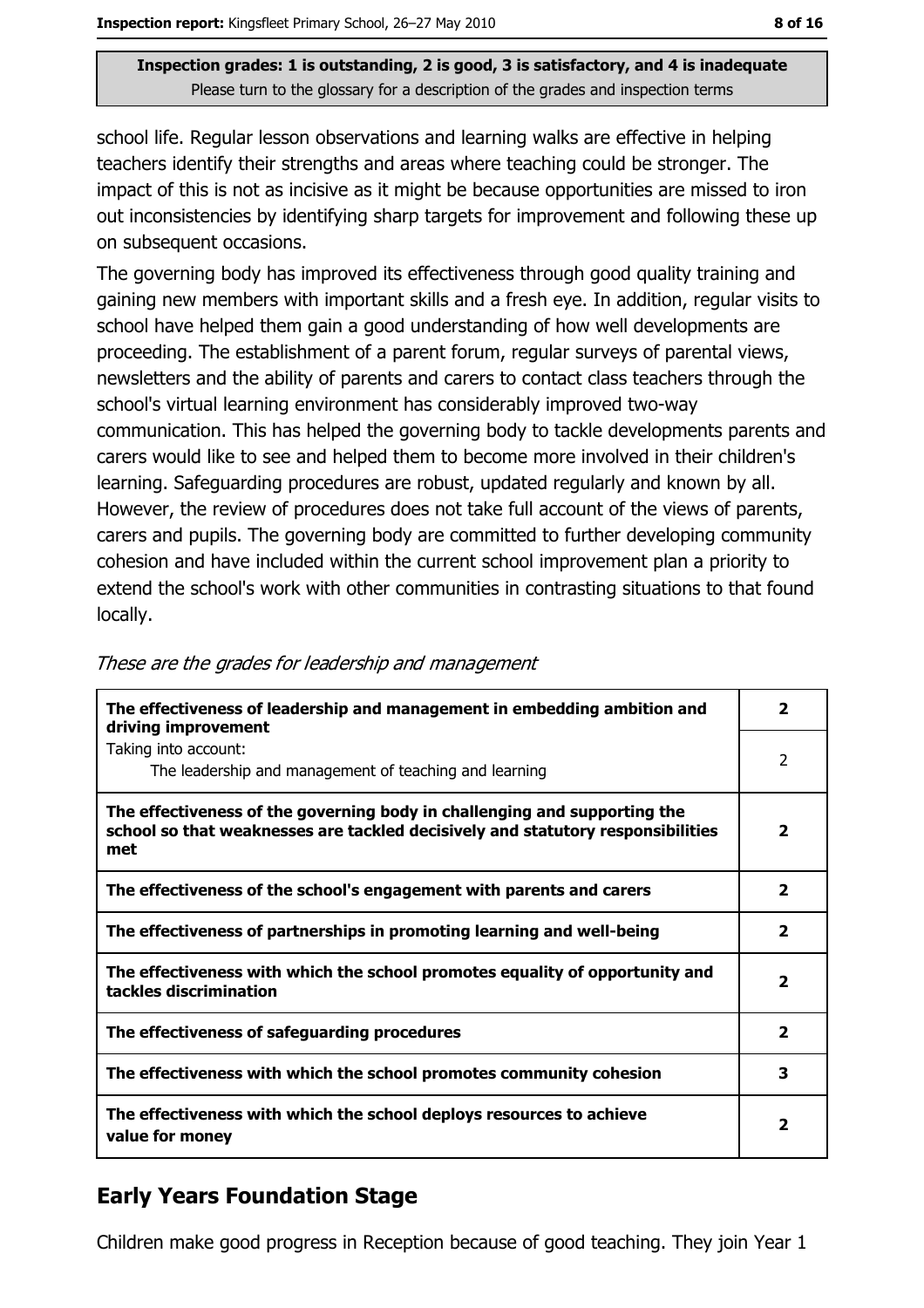**Inspection grades: 1 is outstanding, 2 is good, 3 is satisfactory, and 4 is inadequate**
Please turn to the glossary for a description of the grades and inspection terms

school life. Regular lesson observations and learning walks are effective in helping teachers identify their strengths and areas where teaching could be stronger. The impact of this is not as incisive as it might be because opportunities are missed to iron out inconsistencies by identifying sharp targets for improvement and following these up on subsequent occasions.

The governing body has improved its effectiveness through good quality training and gaining new members with important skills and a fresh eye. In addition, regular visits to school have helped them gain a good understanding of how well developments are proceeding. The establishment of a parent forum, regular surveys of parental views, newsletters and the ability of parents and carers to contact class teachers through the school's virtual learning environment has considerably improved two-way communication. This has helped the governing body to tackle developments parents and carers would like to see and helped them to become more involved in their children's learning. Safeguarding procedures are robust, updated regularly and known by all. However, the review of procedures does not take full account of the views of parents, carers and pupils. The governing body are committed to further developing community cohesion and have included within the current school improvement plan a priority to extend the school's work with other communities in contrasting situations to that found locally.

*These are the grades for leadership and management*

| | |
|---|---|
| **The effectiveness of leadership and management in embedding ambition and driving improvement** | **2** |
| Taking into account: The leadership and management of teaching and learning | 2 |
| **The effectiveness of the governing body in challenging and supporting the school so that weaknesses are tackled decisively and statutory responsibilities met** | **2** |
| **The effectiveness of the school's engagement with parents and carers** | **2** |
| **The effectiveness of partnerships in promoting learning and well-being** | **2** |
| **The effectiveness with which the school promotes equality of opportunity and tackles discrimination** | **2** |
| **The effectiveness of safeguarding procedures** | **2** |
| **The effectiveness with which the school promotes community cohesion** | **3** |
| **The effectiveness with which the school deploys resources to achieve value for money** | **2** |

## Early Years Foundation Stage

Children make good progress in Reception because of good teaching. They join Year 1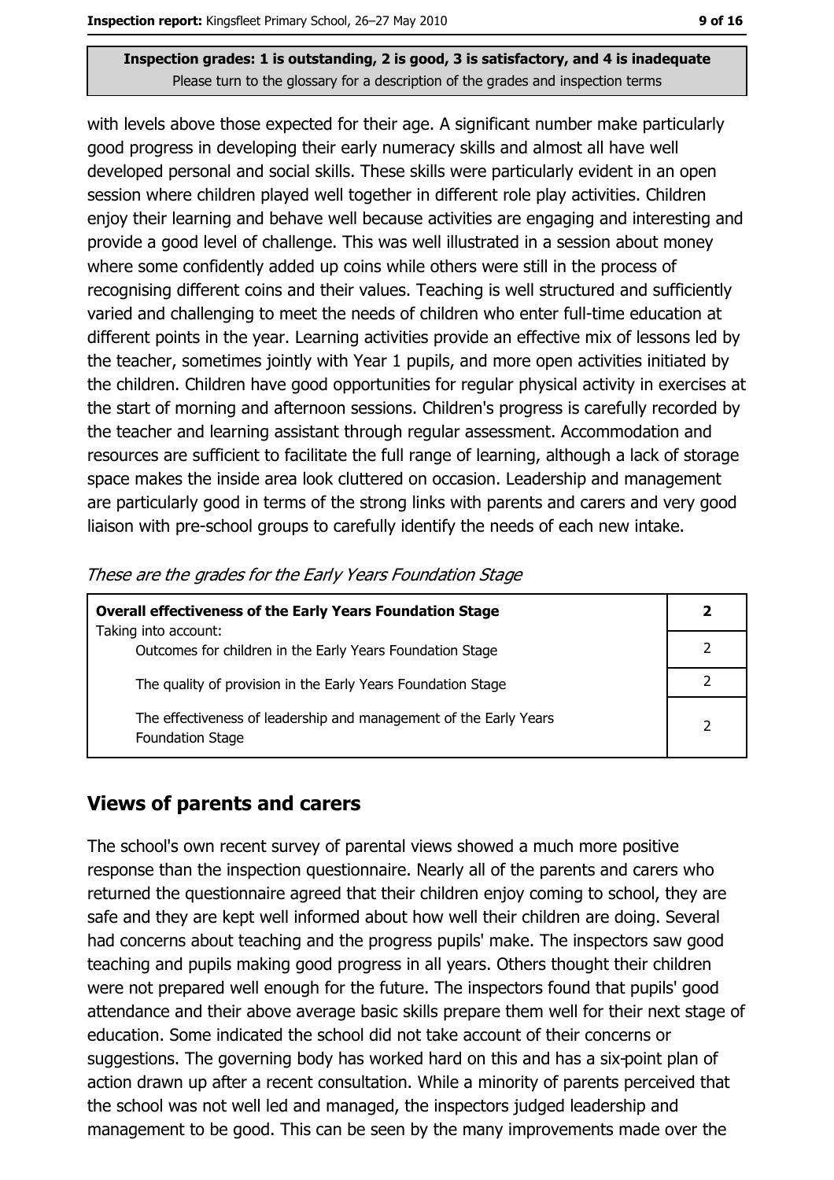with levels above those expected for their age. A significant number make particularly good progress in developing their early numeracy skills and almost all have well developed personal and social skills. These skills were particularly evident in an open session where children played well together in different role play activities. Children enjoy their learning and behave well because activities are engaging and interesting and provide a good level of challenge. This was well illustrated in a session about money where some confidently added up coins while others were still in the process of recognising different coins and their values. Teaching is well structured and sufficiently varied and challenging to meet the needs of children who enter full-time education at different points in the year. Learning activities provide an effective mix of lessons led by the teacher, sometimes jointly with Year 1 pupils, and more open activities initiated by the children. Children have good opportunities for regular physical activity in exercises at the start of morning and afternoon sessions. Children's progress is carefully recorded by the teacher and learning assistant through regular assessment. Accommodation and resources are sufficient to facilitate the full range of learning, although a lack of storage space makes the inside area look cluttered on occasion. Leadership and management are particularly good in terms of the strong links with parents and carers and very good liaison with pre-school groups to carefully identify the needs of each new intake.

*These are the grades for the Early Years Foundation Stage*

| **Overall effectiveness of the Early Years Foundation Stage** Taking into account: | **2** |
|---|---|
| Outcomes for children in the Early Years Foundation Stage | 2 |
| The quality of provision in the Early Years Foundation Stage | 2 |
| The effectiveness of leadership and management of the Early Years Foundation Stage | 2 |

## Views of parents and carers

The school's own recent survey of parental views showed a much more positive response than the inspection questionnaire. Nearly all of the parents and carers who returned the questionnaire agreed that their children enjoy coming to school, they are safe and they are kept well informed about how well their children are doing. Several had concerns about teaching and the progress pupils' make. The inspectors saw good teaching and pupils making good progress in all years. Others thought their children were not prepared well enough for the future. The inspectors found that pupils' good attendance and their above average basic skills prepare them well for their next stage of education. Some indicated the school did not take account of their concerns or suggestions. The governing body has worked hard on this and has a six-point plan of action drawn up after a recent consultation. While a minority of parents perceived that the school was not well led and managed, the inspectors judged leadership and management to be good. This can be seen by the many improvements made over the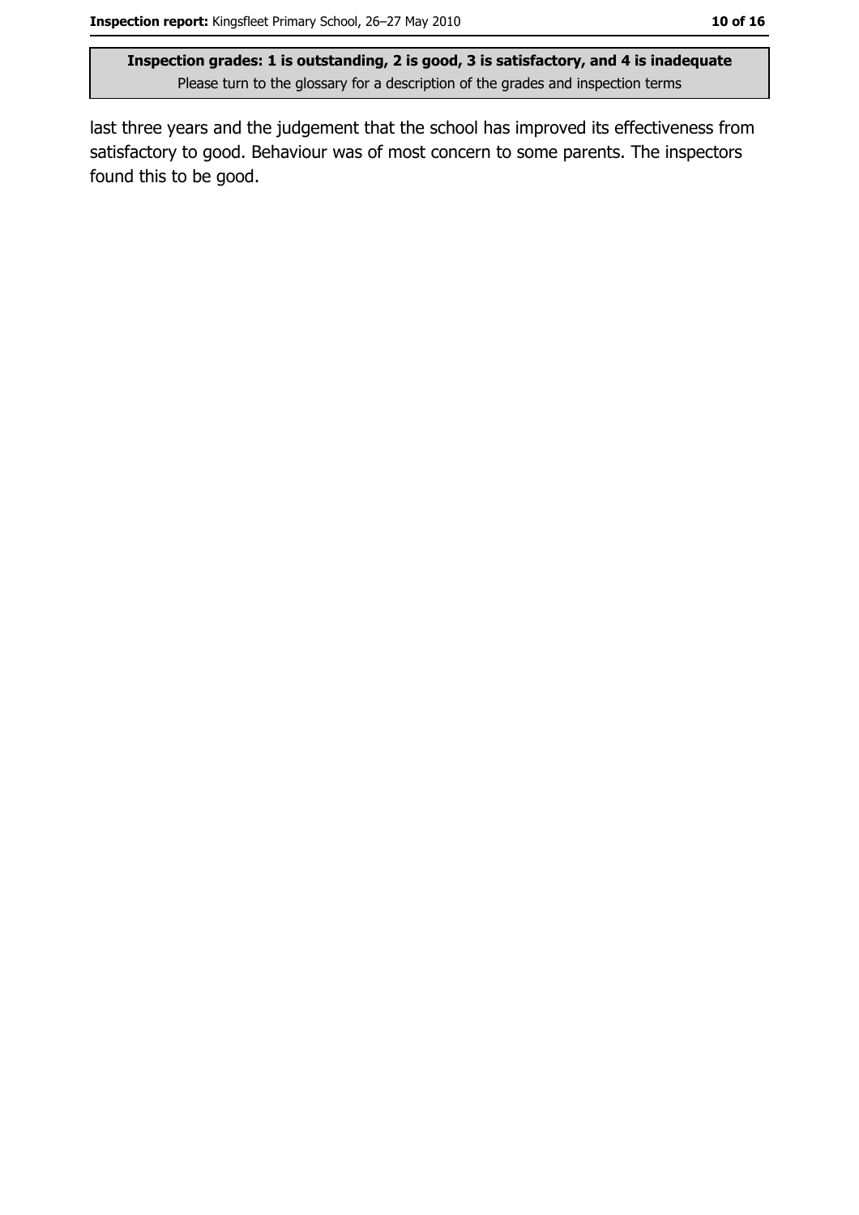last three years and the judgement that the school has improved its effectiveness from satisfactory to good. Behaviour was of most concern to some parents. The inspectors found this to be good.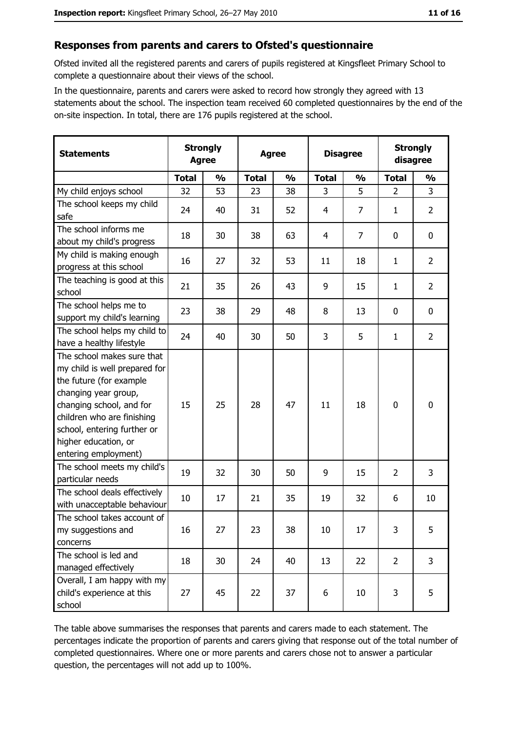## Responses from parents and carers to Ofsted's questionnaire

Ofsted invited all the registered parents and carers of pupils registered at Kingsfleet Primary School to complete a questionnaire about their views of the school.

In the questionnaire, parents and carers were asked to record how strongly they agreed with 13 statements about the school. The inspection team received 60 completed questionnaires by the end of the on-site inspection. In total, there are 176 pupils registered at the school.

| Statements | Strongly Agree | | Agree | | Disagree | | Strongly disagree | |
|---|---|---|---|---|---|---|---|---|
| | **Total** | **%** | **Total** | **%** | **Total** | **%** | **Total** | **%** |
| My child enjoys school | 32 | 53 | 23 | 38 | 3 | 5 | 2 | 3 |
| The school keeps my child safe | 24 | 40 | 31 | 52 | 4 | 7 | 1 | 2 |
| The school informs me about my child's progress | 18 | 30 | 38 | 63 | 4 | 7 | 0 | 0 |
| My child is making enough progress at this school | 16 | 27 | 32 | 53 | 11 | 18 | 1 | 2 |
| The teaching is good at this school | 21 | 35 | 26 | 43 | 9 | 15 | 1 | 2 |
| The school helps me to support my child's learning | 23 | 38 | 29 | 48 | 8 | 13 | 0 | 0 |
| The school helps my child to have a healthy lifestyle | 24 | 40 | 30 | 50 | 3 | 5 | 1 | 2 |
| The school makes sure that my child is well prepared for the future (for example changing year group, changing school, and for children who are finishing school, entering further or higher education, or entering employment) | 15 | 25 | 28 | 47 | 11 | 18 | 0 | 0 |
| The school meets my child's particular needs | 19 | 32 | 30 | 50 | 9 | 15 | 2 | 3 |
| The school deals effectively with unacceptable behaviour | 10 | 17 | 21 | 35 | 19 | 32 | 6 | 10 |
| The school takes account of my suggestions and concerns | 16 | 27 | 23 | 38 | 10 | 17 | 3 | 5 |
| The school is led and managed effectively | 18 | 30 | 24 | 40 | 13 | 22 | 2 | 3 |
| Overall, I am happy with my child's experience at this school | 27 | 45 | 22 | 37 | 6 | 10 | 3 | 5 |

The table above summarises the responses that parents and carers made to each statement. The percentages indicate the proportion of parents and carers giving that response out of the total number of completed questionnaires. Where one or more parents and carers chose not to answer a particular question, the percentages will not add up to 100%.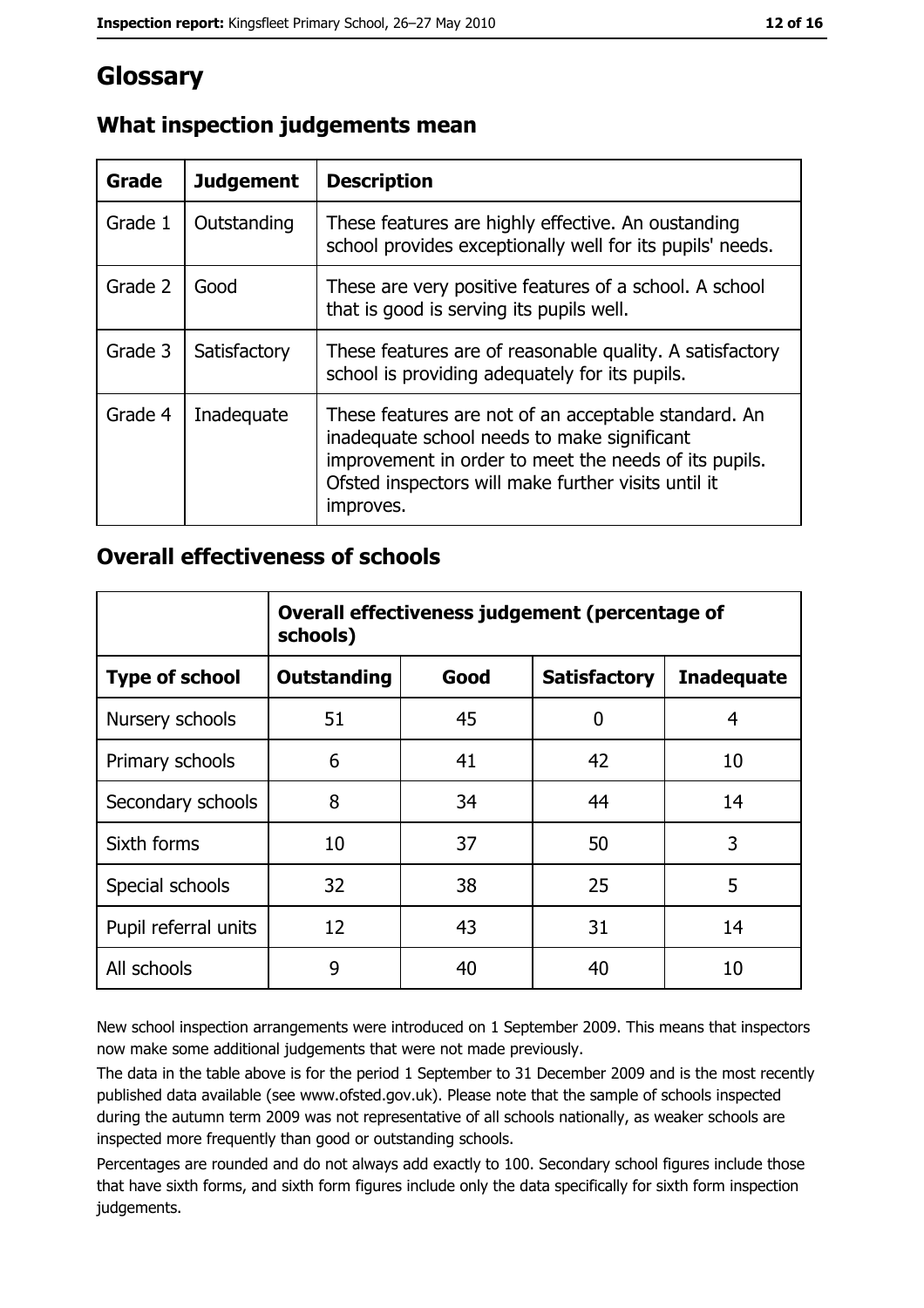# Glossary

## What inspection judgements mean

| Grade | Judgement | Description |
|---|---|---|
| Grade 1 | Outstanding | These features are highly effective. An oustanding school provides exceptionally well for its pupils' needs. |
| Grade 2 | Good | These are very positive features of a school. A school that is good is serving its pupils well. |
| Grade 3 | Satisfactory | These features are of reasonable quality. A satisfactory school is providing adequately for its pupils. |
| Grade 4 | Inadequate | These features are not of an acceptable standard. An inadequate school needs to make significant improvement in order to meet the needs of its pupils. Ofsted inspectors will make further visits until it improves. |

## Overall effectiveness of schools

| | Overall effectiveness judgement (percentage of schools) | | | |
|---|---|---|---|---|
| **Type of school** | **Outstanding** | **Good** | **Satisfactory** | **Inadequate** |
| Nursery schools | 51 | 45 | 0 | 4 |
| Primary schools | 6 | 41 | 42 | 10 |
| Secondary schools | 8 | 34 | 44 | 14 |
| Sixth forms | 10 | 37 | 50 | 3 |
| Special schools | 32 | 38 | 25 | 5 |
| Pupil referral units | 12 | 43 | 31 | 14 |
| All schools | 9 | 40 | 40 | 10 |

New school inspection arrangements were introduced on 1 September 2009. This means that inspectors now make some additional judgements that were not made previously.

The data in the table above is for the period 1 September to 31 December 2009 and is the most recently published data available (see www.ofsted.gov.uk). Please note that the sample of schools inspected during the autumn term 2009 was not representative of all schools nationally, as weaker schools are inspected more frequently than good or outstanding schools.

Percentages are rounded and do not always add exactly to 100. Secondary school figures include those that have sixth forms, and sixth form figures include only the data specifically for sixth form inspection judgements.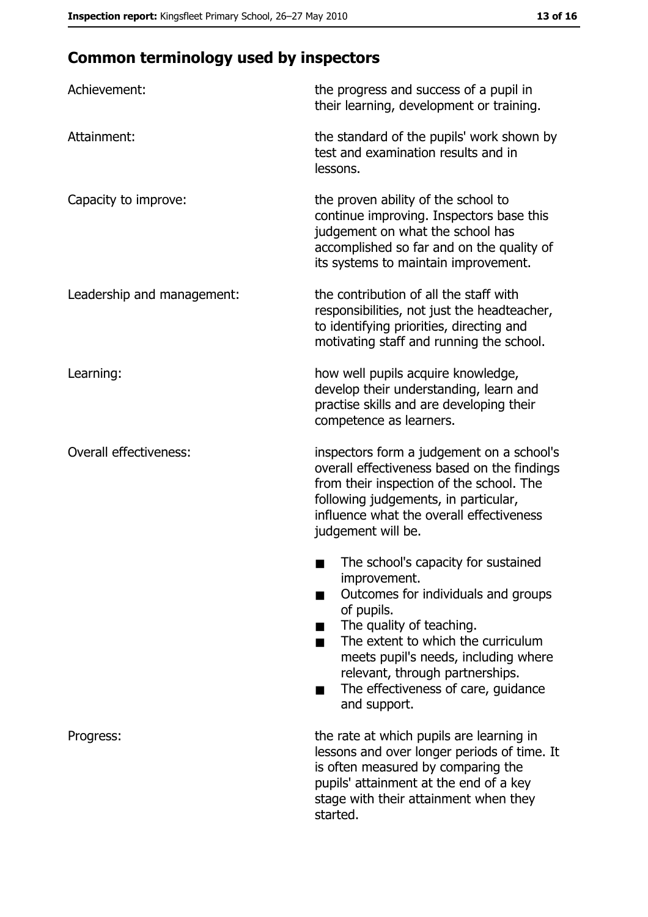## Common terminology used by inspectors

| | |
|---|---|
| Achievement: | the progress and success of a pupil in their learning, development or training. |
| Attainment: | the standard of the pupils' work shown by test and examination results and in lessons. |
| Capacity to improve: | the proven ability of the school to continue improving. Inspectors base this judgement on what the school has accomplished so far and on the quality of its systems to maintain improvement. |
| Leadership and management: | the contribution of all the staff with responsibilities, not just the headteacher, to identifying priorities, directing and motivating staff and running the school. |
| Learning: | how well pupils acquire knowledge, develop their understanding, learn and practise skills and are developing their competence as learners. |
| Overall effectiveness: | inspectors form a judgement on a school's overall effectiveness based on the findings from their inspection of the school. The following judgements, in particular, influence what the overall effectiveness judgement will be.<br>■ The school's capacity for sustained improvement.<br>■ Outcomes for individuals and groups of pupils.<br>■ The quality of teaching.<br>■ The extent to which the curriculum meets pupil's needs, including where relevant, through partnerships.<br>■ The effectiveness of care, guidance and support. |
| Progress: | the rate at which pupils are learning in lessons and over longer periods of time. It is often measured by comparing the pupils' attainment at the end of a key stage with their attainment when they started. |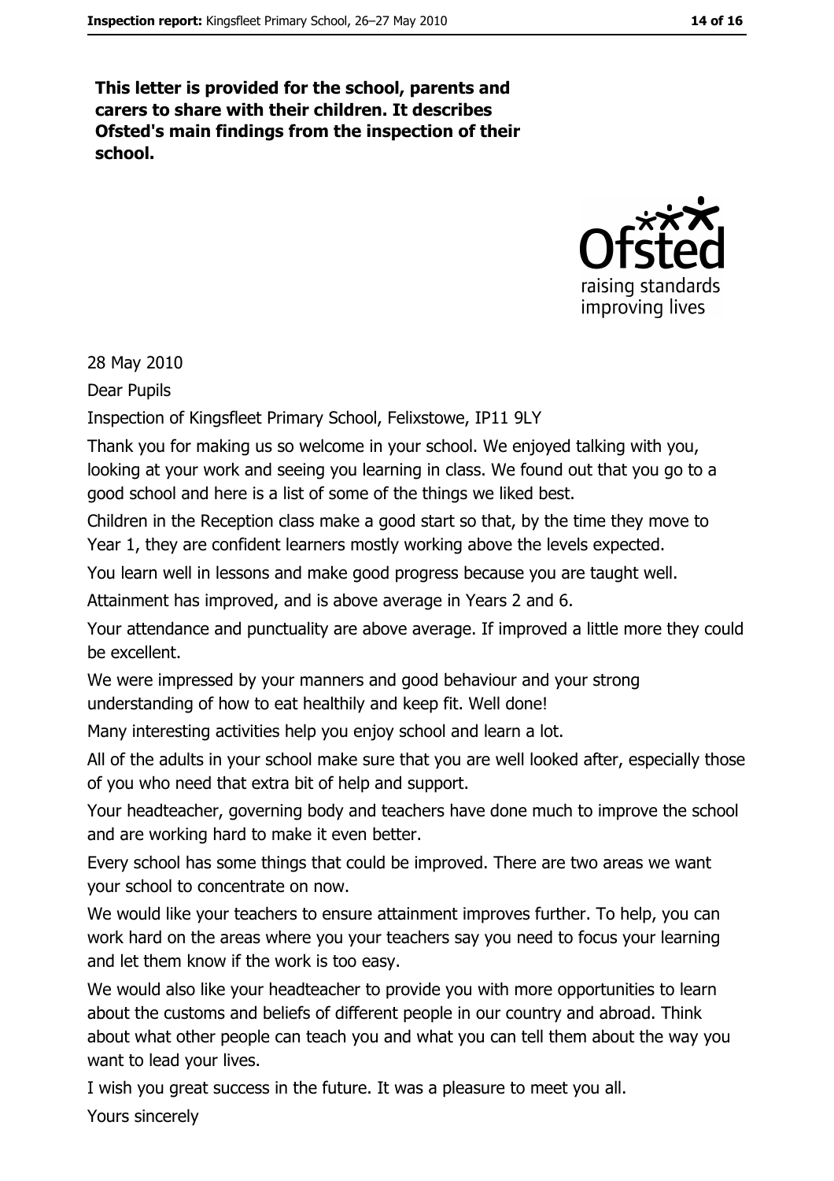**This letter is provided for the school, parents and carers to share with their children. It describes Ofsted's main findings from the inspection of their school.**

28 May 2010

Dear Pupils

Inspection of Kingsfleet Primary School, Felixstowe, IP11 9LY

Thank you for making us so welcome in your school. We enjoyed talking with you, looking at your work and seeing you learning in class. We found out that you go to a good school and here is a list of some of the things we liked best.

Children in the Reception class make a good start so that, by the time they move to Year 1, they are confident learners mostly working above the levels expected.

You learn well in lessons and make good progress because you are taught well.

Attainment has improved, and is above average in Years 2 and 6.

Your attendance and punctuality are above average. If improved a little more they could be excellent.

We were impressed by your manners and good behaviour and your strong understanding of how to eat healthily and keep fit. Well done!

Many interesting activities help you enjoy school and learn a lot.

All of the adults in your school make sure that you are well looked after, especially those of you who need that extra bit of help and support.

Your headteacher, governing body and teachers have done much to improve the school and are working hard to make it even better.

Every school has some things that could be improved. There are two areas we want your school to concentrate on now.

We would like your teachers to ensure attainment improves further. To help, you can work hard on the areas where you your teachers say you need to focus your learning and let them know if the work is too easy.

We would also like your headteacher to provide you with more opportunities to learn about the customs and beliefs of different people in our country and abroad. Think about what other people can teach you and what you can tell them about the way you want to lead your lives.

I wish you great success in the future. It was a pleasure to meet you all.

Yours sincerely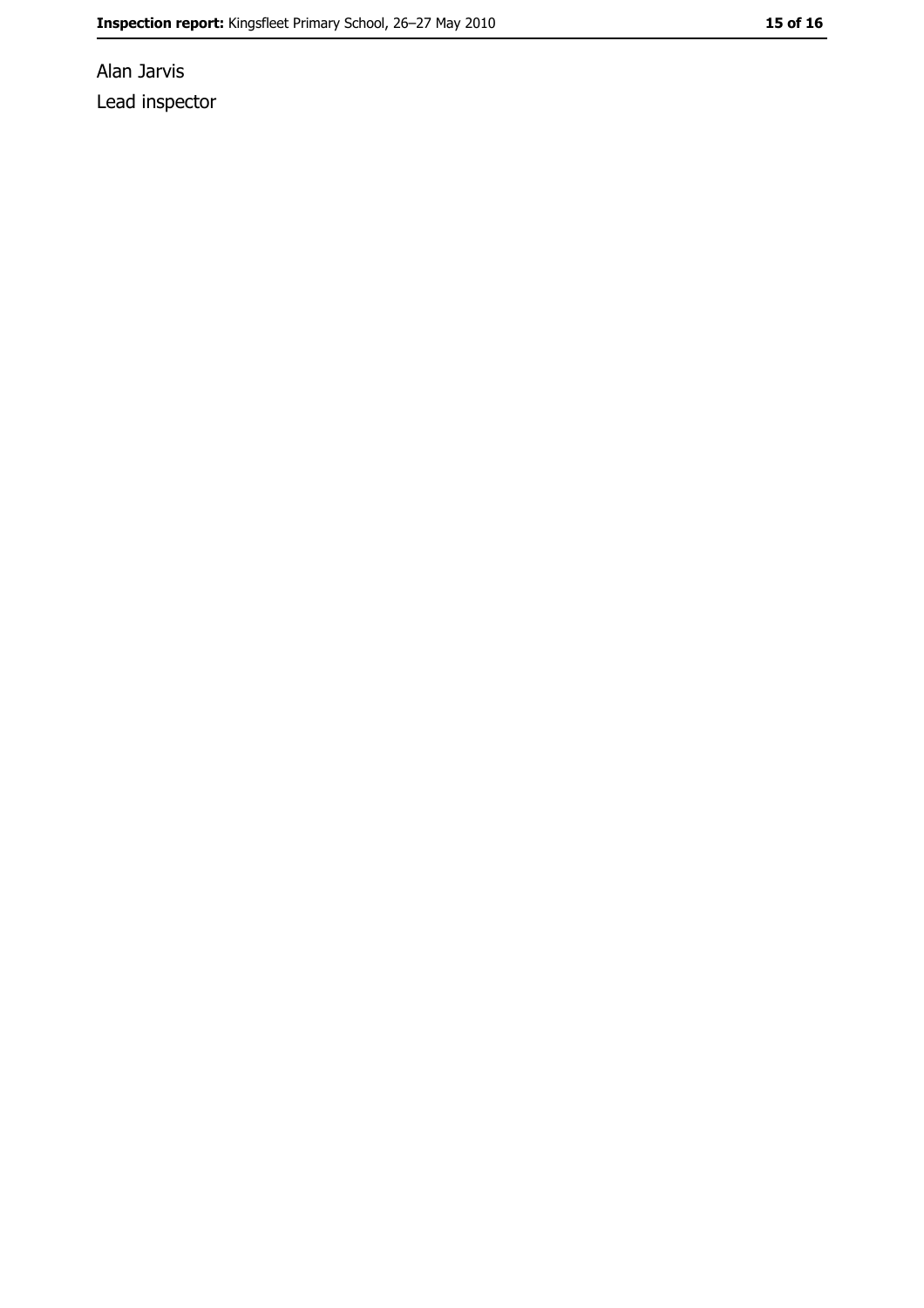Alan Jarvis

Lead inspector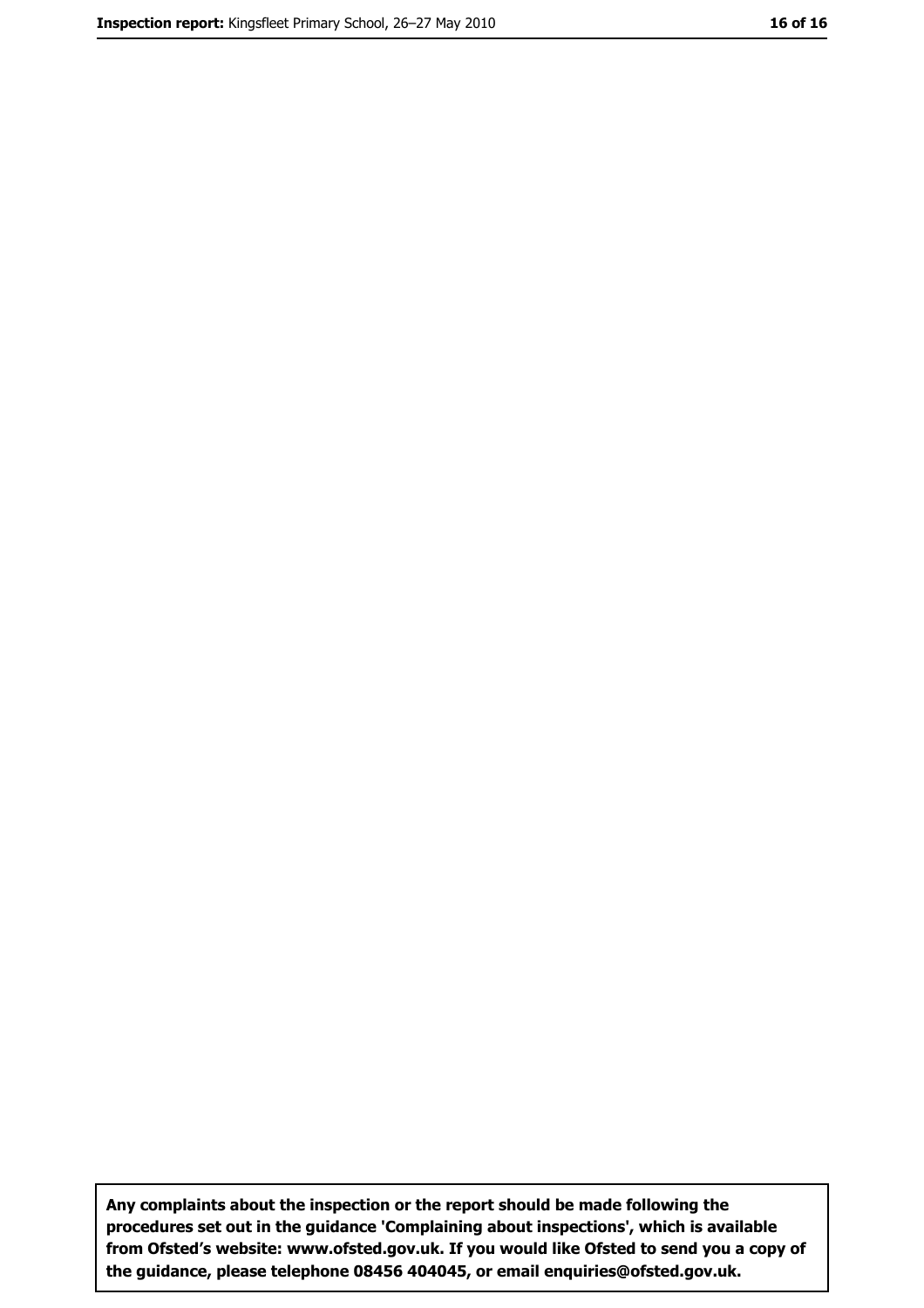**Any complaints about the inspection or the report should be made following the procedures set out in the guidance 'Complaining about inspections', which is available from Ofsted's website: www.ofsted.gov.uk. If you would like Ofsted to send you a copy of the guidance, please telephone 08456 404045, or email enquiries@ofsted.gov.uk.**